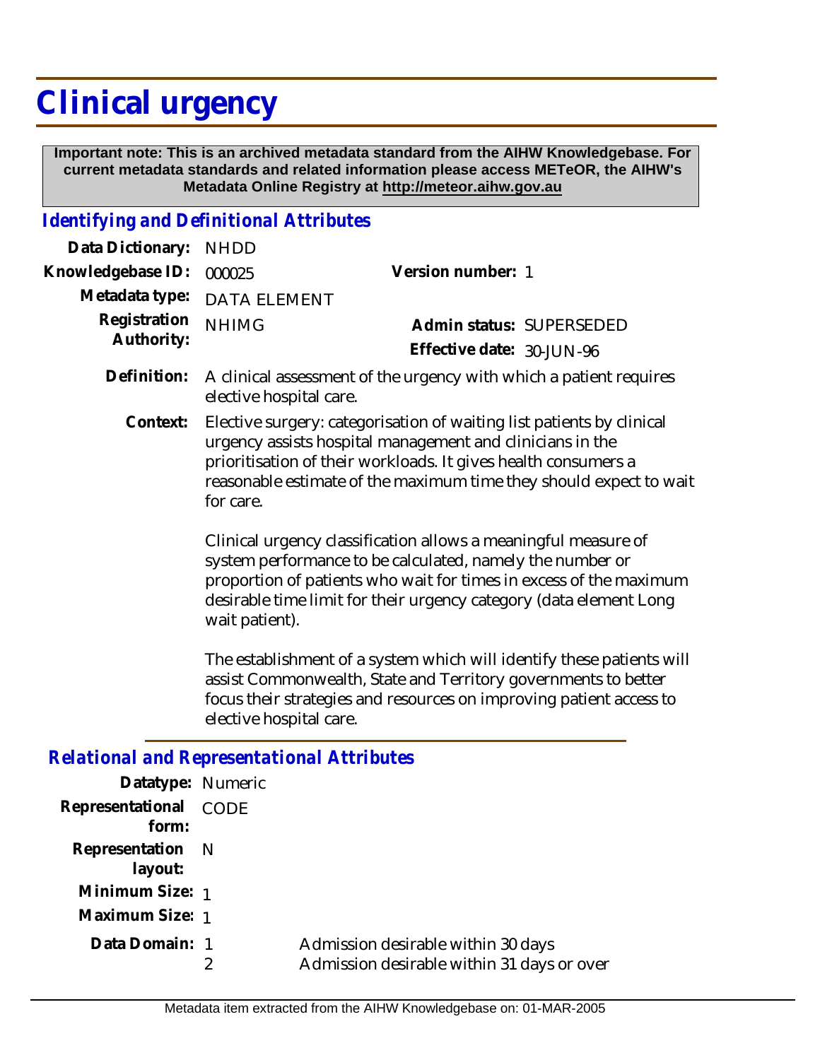# Clinical urgency

**Important note: This is an archived metadata standard from the AIHW Knowledgebase. For current metadata standards and related information please access METeOR, the AIHW's Metadata Online Registry at http://meteor.aihw.gov.au**

## *Identifying and Definitional Attributes*

**Data Dictionary:** NHDD

**Knowledgebase ID:** 000025 **Version number:** 1

**Metadata type:** DATA ELEMENT

**Registration Authority:** NHIMG **Admin status:** SUPERSEDED

**Effective date:** 30-JUN-96

**Definition:** A clinical assessment of the urgency with which a patient requires elective hospital care.

**Context:** Elective surgery: categorisation of waiting list patients by clinical urgency assists hospital management and clinicians in the prioritisation of their workloads. It gives health consumers a reasonable estimate of the maximum time they should expect to wait for care.

Clinical urgency classification allows a meaningful measure of system performance to be calculated, namely the number or proportion of patients who wait for times in excess of the maximum desirable time limit for their urgency category (data element Long wait patient).

The establishment of a system which will identify these patients will assist Commonwealth, State and Territory governments to better focus their strategies and resources on improving patient access to elective hospital care.

## *Relational and Representational Attributes*

**Datatype:** Numeric

**Representational form:** CODE

**Representation layout:** N

**Minimum Size:** 1

**Maximum Size:** 1

**Data Domain:**

1 Admission desirable within 30 days

2 Admission desirable within 31 days or over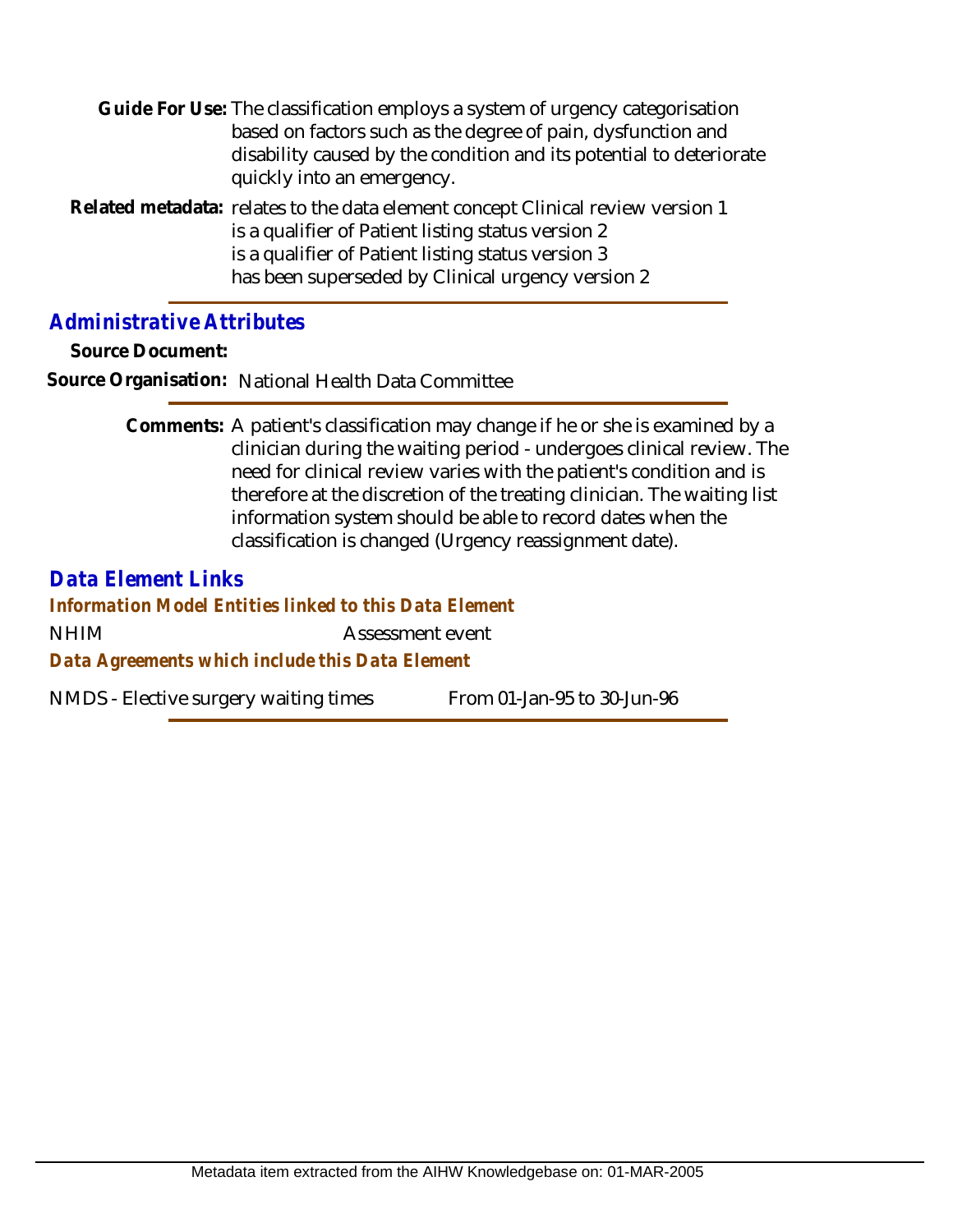**Guide For Use:** The classification employs a system of urgency categorisation based on factors such as the degree of pain, dysfunction and disability caused by the condition and its potential to deteriorate quickly into an emergency.

**Related metadata:** relates to the data element concept Clinical review version 1
is a qualifier of Patient listing status version 2
is a qualifier of Patient listing status version 3
has been superseded by Clinical urgency version 2

## Administrative Attributes

**Source Document:**

**Source Organisation:** National Health Data Committee

**Comments:** A patient's classification may change if he or she is examined by a clinician during the waiting period - undergoes clinical review. The need for clinical review varies with the patient's condition and is therefore at the discretion of the treating clinician. The waiting list information system should be able to record dates when the classification is changed (Urgency reassignment date).

## Data Element Links

### Information Model Entities linked to this Data Element

| | |
|---|---|
| NHIM | Assessment event |

### Data Agreements which include this Data Element

| | |
|---|---|
| NMDS - Elective surgery waiting times | From 01-Jan-95 to 30-Jun-96 |

Metadata item extracted from the AIHW Knowledgebase on: 01-MAR-2005